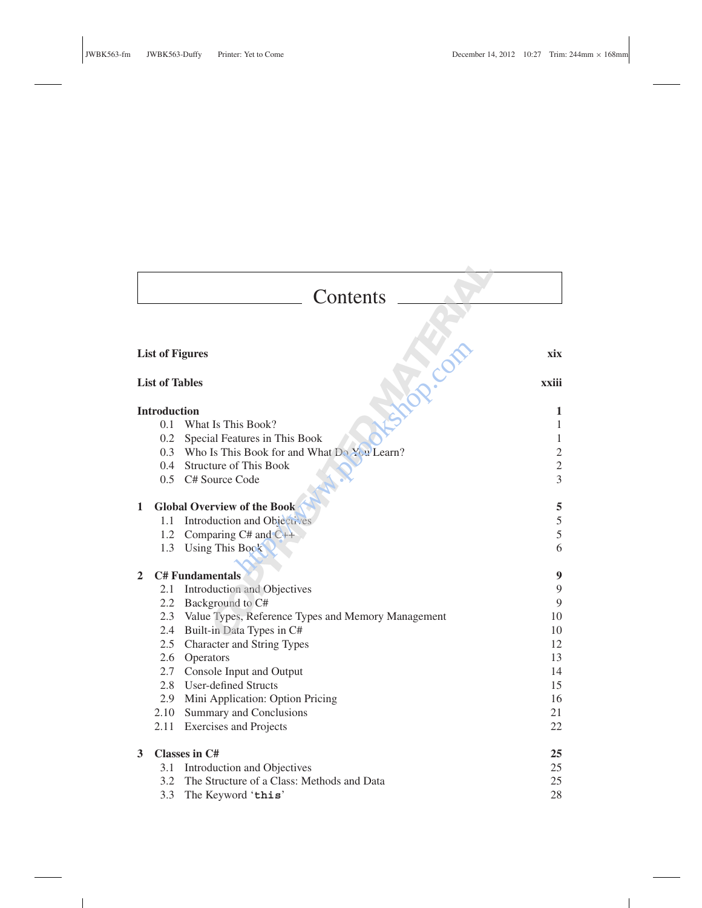# Contents

| | | |
|---|---|---|
| **List of Figures** | | **xix** |
| **List of Tables** | | **xxiii** |
| **Introduction** | | **1** |
| 0.1 | What Is This Book? | 1 |
| 0.2 | Special Features in This Book | 1 |
| 0.3 | Who Is This Book for and What Do You Learn? | 2 |
| 0.4 | Structure of This Book | 2 |
| 0.5 | C# Source Code | 3 |
| **1** | **Global Overview of the Book** | **5** |
| 1.1 | Introduction and Objectives | 5 |
| 1.2 | Comparing C# and C++ | 5 |
| 1.3 | Using This Book | 6 |
| **2** | **C# Fundamentals** | **9** |
| 2.1 | Introduction and Objectives | 9 |
| 2.2 | Background to C# | 9 |
| 2.3 | Value Types, Reference Types and Memory Management | 10 |
| 2.4 | Built-in Data Types in C# | 10 |
| 2.5 | Character and String Types | 12 |
| 2.6 | Operators | 13 |
| 2.7 | Console Input and Output | 14 |
| 2.8 | User-defined Structs | 15 |
| 2.9 | Mini Application: Option Pricing | 16 |
| 2.10 | Summary and Conclusions | 21 |
| 2.11 | Exercises and Projects | 22 |
| **3** | **Classes in C#** | **25** |
| 3.1 | Introduction and Objectives | 25 |
| 3.2 | The Structure of a Class: Methods and Data | 25 |
| 3.3 | The Keyword '`this`' | 28 |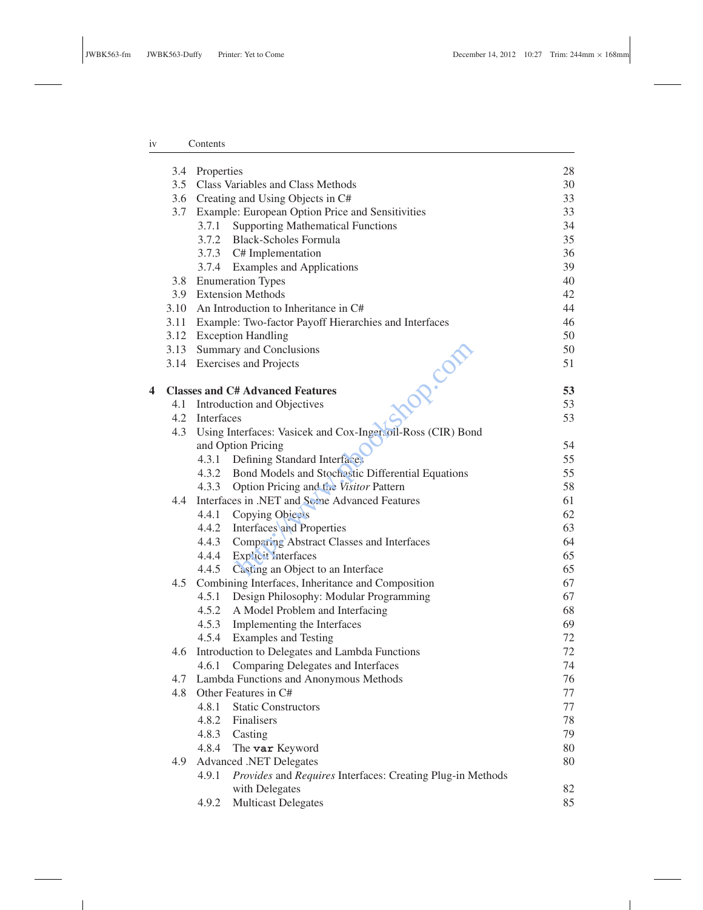| | | |
|---|---|---|
| 3.4 | Properties | 28 |
| 3.5 | Class Variables and Class Methods | 30 |
| 3.6 | Creating and Using Objects in C# | 33 |
| 3.7 | Example: European Option Price and Sensitivities | 33 |
| | 3.7.1 Supporting Mathematical Functions | 34 |
| | 3.7.2 Black-Scholes Formula | 35 |
| | 3.7.3 C# Implementation | 36 |
| | 3.7.4 Examples and Applications | 39 |
| 3.8 | Enumeration Types | 40 |
| 3.9 | Extension Methods | 42 |
| 3.10 | An Introduction to Inheritance in C# | 44 |
| 3.11 | Example: Two-factor Payoff Hierarchies and Interfaces | 46 |
| 3.12 | Exception Handling | 50 |
| 3.13 | Summary and Conclusions | 50 |
| 3.14 | Exercises and Projects | 51 |
| **4** | **Classes and C# Advanced Features** | **53** |
| 4.1 | Introduction and Objectives | 53 |
| 4.2 | Interfaces | 53 |
| 4.3 | Using Interfaces: Vasicek and Cox-Ingersoll-Ross (CIR) Bond and Option Pricing | 54 |
| | 4.3.1 Defining Standard Interfaces | 55 |
| | 4.3.2 Bond Models and Stochastic Differential Equations | 55 |
| | 4.3.3 Option Pricing and the *Visitor* Pattern | 58 |
| 4.4 | Interfaces in .NET and Some Advanced Features | 61 |
| | 4.4.1 Copying Objects | 62 |
| | 4.4.2 Interfaces and Properties | 63 |
| | 4.4.3 Comparing Abstract Classes and Interfaces | 64 |
| | 4.4.4 Explicit Interfaces | 65 |
| | 4.4.5 Casting an Object to an Interface | 65 |
| 4.5 | Combining Interfaces, Inheritance and Composition | 67 |
| | 4.5.1 Design Philosophy: Modular Programming | 67 |
| | 4.5.2 A Model Problem and Interfacing | 68 |
| | 4.5.3 Implementing the Interfaces | 69 |
| | 4.5.4 Examples and Testing | 72 |
| 4.6 | Introduction to Delegates and Lambda Functions | 72 |
| | 4.6.1 Comparing Delegates and Interfaces | 74 |
| 4.7 | Lambda Functions and Anonymous Methods | 76 |
| 4.8 | Other Features in C# | 77 |
| | 4.8.1 Static Constructors | 77 |
| | 4.8.2 Finalisers | 78 |
| | 4.8.3 Casting | 79 |
| | 4.8.4 The `var` Keyword | 80 |
| 4.9 | Advanced .NET Delegates | 80 |
| | 4.9.1 *Provides* and *Requires* Interfaces: Creating Plug-in Methods with Delegates | 82 |
| | 4.9.2 Multicast Delegates | 85 |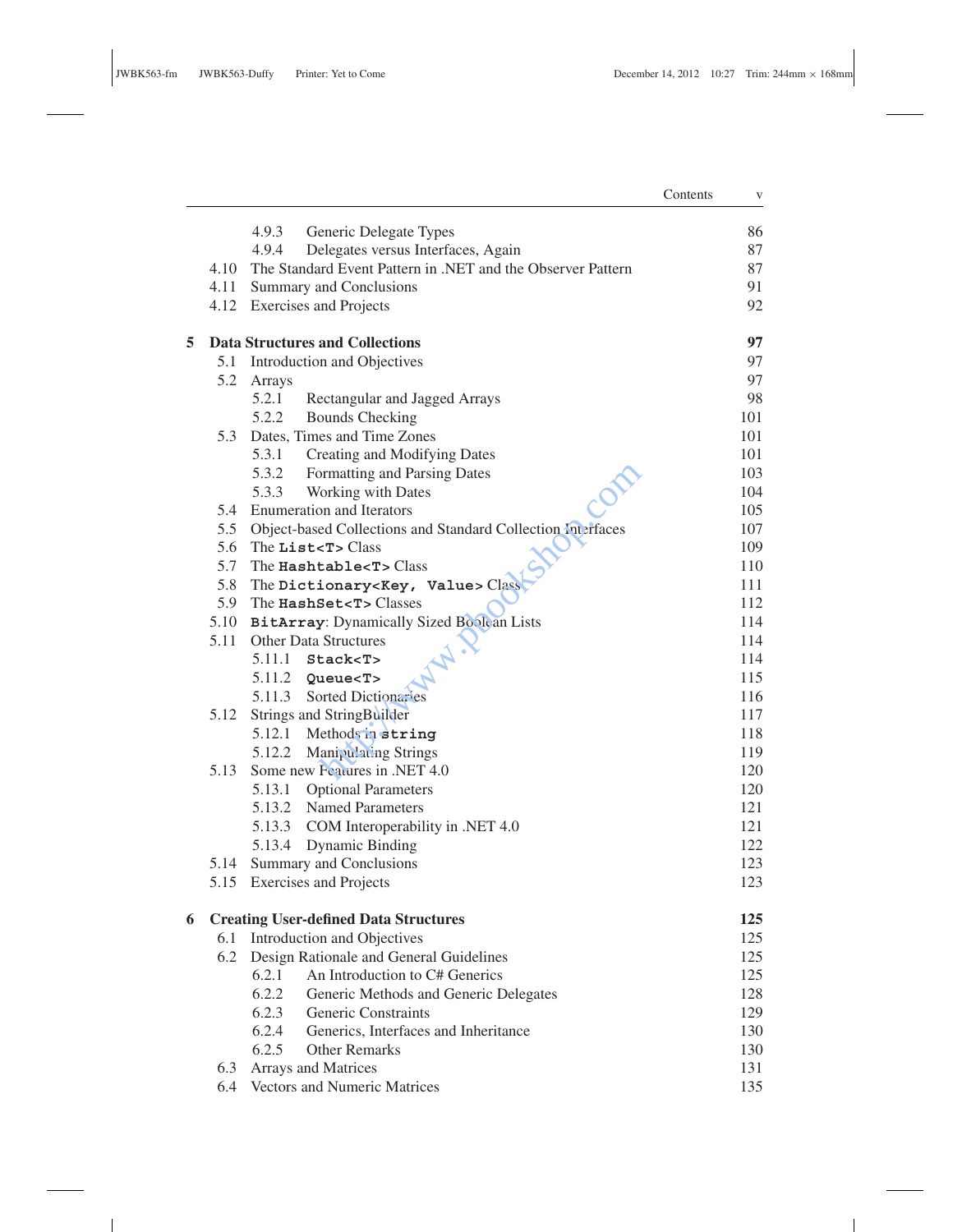| | | |
|---|---|---|
| 4.9.3 | Generic Delegate Types | 86 |
| 4.9.4 | Delegates versus Interfaces, Again | 87 |
| 4.10 | The Standard Event Pattern in .NET and the Observer Pattern | 87 |
| 4.11 | Summary and Conclusions | 91 |
| 4.12 | Exercises and Projects | 92 |
| **5** | **Data Structures and Collections** | **97** |
| 5.1 | Introduction and Objectives | 97 |
| 5.2 | Arrays | 97 |
| 5.2.1 | Rectangular and Jagged Arrays | 98 |
| 5.2.2 | Bounds Checking | 101 |
| 5.3 | Dates, Times and Time Zones | 101 |
| 5.3.1 | Creating and Modifying Dates | 101 |
| 5.3.2 | Formatting and Parsing Dates | 103 |
| 5.3.3 | Working with Dates | 104 |
| 5.4 | Enumeration and Iterators | 105 |
| 5.5 | Object-based Collections and Standard Collection Interfaces | 107 |
| 5.6 | The `List<T>` Class | 109 |
| 5.7 | The `Hashtable<T>` Class | 110 |
| 5.8 | The `Dictionary<Key, Value>` Class | 111 |
| 5.9 | The `HashSet<T>` Classes | 112 |
| 5.10 | `BitArray`: Dynamically Sized Boolean Lists | 114 |
| 5.11 | Other Data Structures | 114 |
| 5.11.1 | `Stack<T>` | 114 |
| 5.11.2 | `Queue<T>` | 115 |
| 5.11.3 | Sorted Dictionaries | 116 |
| 5.12 | Strings and StringBuilder | 117 |
| 5.12.1 | Methods in `string` | 118 |
| 5.12.2 | Manipulating Strings | 119 |
| 5.13 | Some new Features in .NET 4.0 | 120 |
| 5.13.1 | Optional Parameters | 120 |
| 5.13.2 | Named Parameters | 121 |
| 5.13.3 | COM Interoperability in .NET 4.0 | 121 |
| 5.13.4 | Dynamic Binding | 122 |
| 5.14 | Summary and Conclusions | 123 |
| 5.15 | Exercises and Projects | 123 |
| **6** | **Creating User-defined Data Structures** | **125** |
| 6.1 | Introduction and Objectives | 125 |
| 6.2 | Design Rationale and General Guidelines | 125 |
| 6.2.1 | An Introduction to C# Generics | 125 |
| 6.2.2 | Generic Methods and Generic Delegates | 128 |
| 6.2.3 | Generic Constraints | 129 |
| 6.2.4 | Generics, Interfaces and Inheritance | 130 |
| 6.2.5 | Other Remarks | 130 |
| 6.3 | Arrays and Matrices | 131 |
| 6.4 | Vectors and Numeric Matrices | 135 |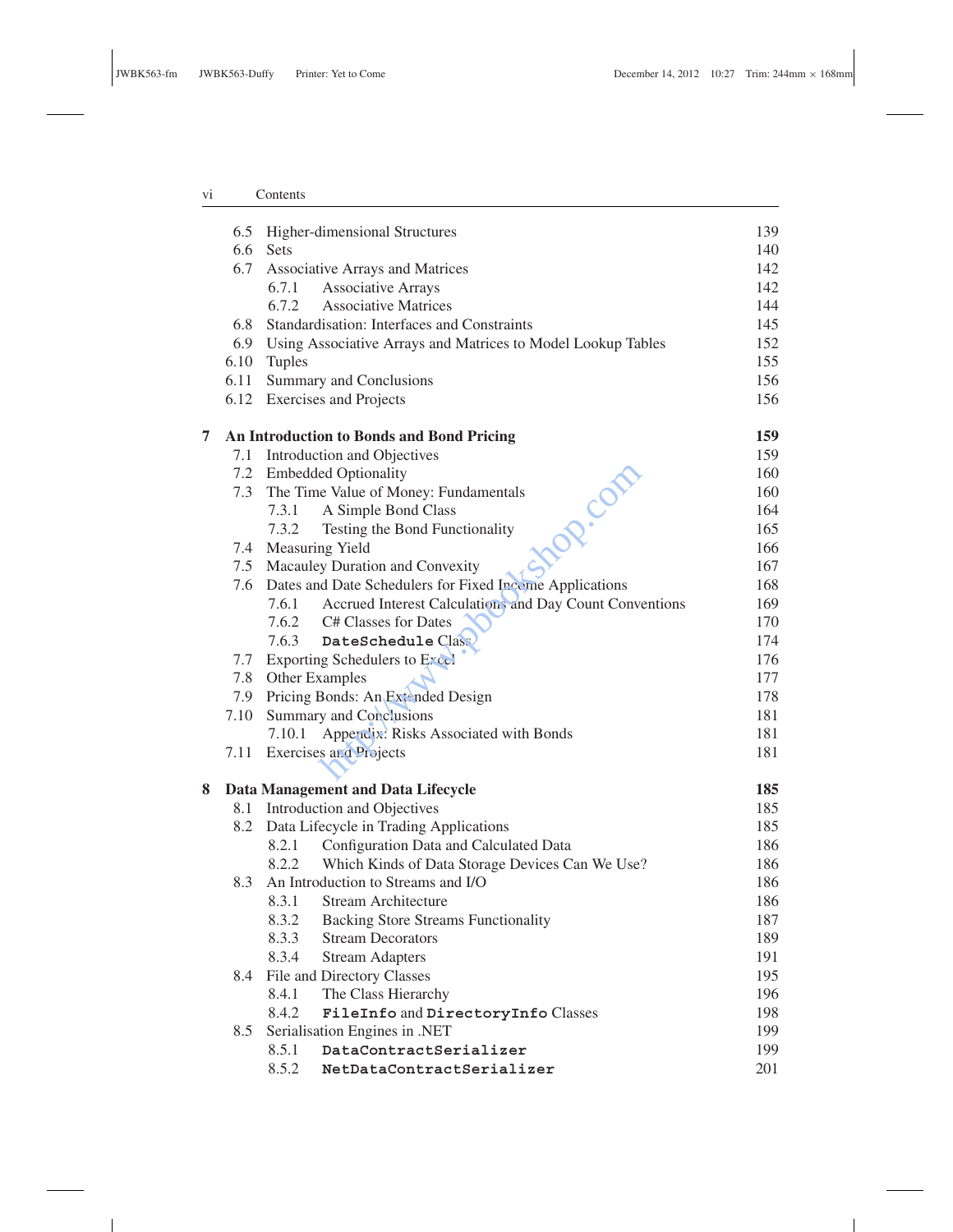| | | |
|---|---|---|
| 6.5 | Higher-dimensional Structures | 139 |
| 6.6 | Sets | 140 |
| 6.7 | Associative Arrays and Matrices | 142 |
| 6.7.1 | Associative Arrays | 142 |
| 6.7.2 | Associative Matrices | 144 |
| 6.8 | Standardisation: Interfaces and Constraints | 145 |
| 6.9 | Using Associative Arrays and Matrices to Model Lookup Tables | 152 |
| 6.10 | Tuples | 155 |
| 6.11 | Summary and Conclusions | 156 |
| 6.12 | Exercises and Projects | 156 |
| **7** | **An Introduction to Bonds and Bond Pricing** | **159** |
| 7.1 | Introduction and Objectives | 159 |
| 7.2 | Embedded Optionality | 160 |
| 7.3 | The Time Value of Money: Fundamentals | 160 |
| 7.3.1 | A Simple Bond Class | 164 |
| 7.3.2 | Testing the Bond Functionality | 165 |
| 7.4 | Measuring Yield | 166 |
| 7.5 | Macauley Duration and Convexity | 167 |
| 7.6 | Dates and Date Schedulers for Fixed Income Applications | 168 |
| 7.6.1 | Accrued Interest Calculations and Day Count Conventions | 169 |
| 7.6.2 | C# Classes for Dates | 170 |
| 7.6.3 | `DateSchedule` Class | 174 |
| 7.7 | Exporting Schedulers to Excel | 176 |
| 7.8 | Other Examples | 177 |
| 7.9 | Pricing Bonds: An Extended Design | 178 |
| 7.10 | Summary and Conclusions | 181 |
| 7.10.1 | Appendix: Risks Associated with Bonds | 181 |
| 7.11 | Exercises and Projects | 181 |
| **8** | **Data Management and Data Lifecycle** | **185** |
| 8.1 | Introduction and Objectives | 185 |
| 8.2 | Data Lifecycle in Trading Applications | 185 |
| 8.2.1 | Configuration Data and Calculated Data | 186 |
| 8.2.2 | Which Kinds of Data Storage Devices Can We Use? | 186 |
| 8.3 | An Introduction to Streams and I/O | 186 |
| 8.3.1 | Stream Architecture | 186 |
| 8.3.2 | Backing Store Streams Functionality | 187 |
| 8.3.3 | Stream Decorators | 189 |
| 8.3.4 | Stream Adapters | 191 |
| 8.4 | File and Directory Classes | 195 |
| 8.4.1 | The Class Hierarchy | 196 |
| 8.4.2 | `FileInfo` and `DirectoryInfo` Classes | 198 |
| 8.5 | Serialisation Engines in .NET | 199 |
| 8.5.1 | `DataContractSerializer` | 199 |
| 8.5.2 | `NetDataContractSerializer` | 201 |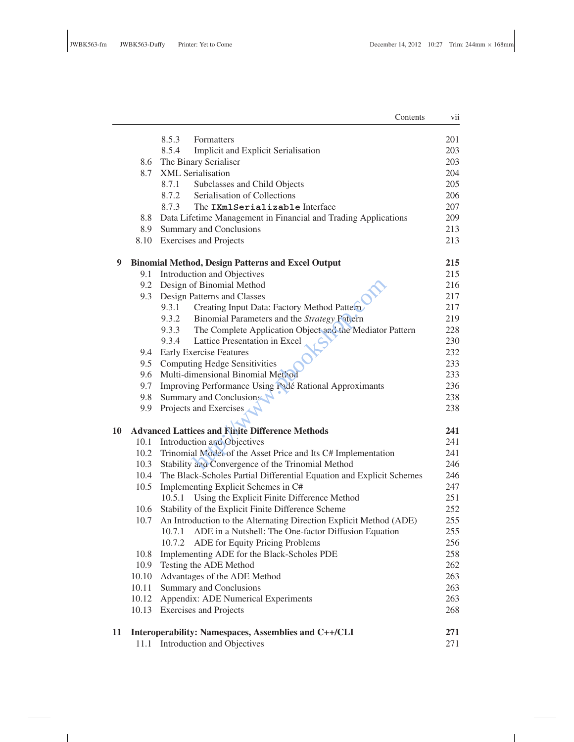| | | |
|---|---|---|
| 8.5.3 | Formatters | 201 |
| 8.5.4 | Implicit and Explicit Serialisation | 203 |
| 8.6 | The Binary Serialiser | 203 |
| 8.7 | XML Serialisation | 204 |
| 8.7.1 | Subclasses and Child Objects | 205 |
| 8.7.2 | Serialisation of Collections | 206 |
| 8.7.3 | The **`IXmlSerializable`** Interface | 207 |
| 8.8 | Data Lifetime Management in Financial and Trading Applications | 209 |
| 8.9 | Summary and Conclusions | 213 |
| 8.10 | Exercises and Projects | 213 |
| **9** | **Binomial Method, Design Patterns and Excel Output** | **215** |
| 9.1 | Introduction and Objectives | 215 |
| 9.2 | Design of Binomial Method | 216 |
| 9.3 | Design Patterns and Classes | 217 |
| 9.3.1 | Creating Input Data: Factory Method Pattern | 217 |
| 9.3.2 | Binomial Parameters and the *Strategy* Pattern | 219 |
| 9.3.3 | The Complete Application Object and the Mediator Pattern | 228 |
| 9.3.4 | Lattice Presentation in Excel | 230 |
| 9.4 | Early Exercise Features | 232 |
| 9.5 | Computing Hedge Sensitivities | 233 |
| 9.6 | Multi-dimensional Binomial Method | 233 |
| 9.7 | Improving Performance Using Padé Rational Approximants | 236 |
| 9.8 | Summary and Conclusions | 238 |
| 9.9 | Projects and Exercises | 238 |
| **10** | **Advanced Lattices and Finite Difference Methods** | **241** |
| 10.1 | Introduction and Objectives | 241 |
| 10.2 | Trinomial Model of the Asset Price and Its C# Implementation | 241 |
| 10.3 | Stability and Convergence of the Trinomial Method | 246 |
| 10.4 | The Black-Scholes Partial Differential Equation and Explicit Schemes | 246 |
| 10.5 | Implementing Explicit Schemes in C# | 247 |
| 10.5.1 | Using the Explicit Finite Difference Method | 251 |
| 10.6 | Stability of the Explicit Finite Difference Scheme | 252 |
| 10.7 | An Introduction to the Alternating Direction Explicit Method (ADE) | 255 |
| 10.7.1 | ADE in a Nutshell: The One-factor Diffusion Equation | 255 |
| 10.7.2 | ADE for Equity Pricing Problems | 256 |
| 10.8 | Implementing ADE for the Black-Scholes PDE | 258 |
| 10.9 | Testing the ADE Method | 262 |
| 10.10 | Advantages of the ADE Method | 263 |
| 10.11 | Summary and Conclusions | 263 |
| 10.12 | Appendix: ADE Numerical Experiments | 263 |
| 10.13 | Exercises and Projects | 268 |
| **11** | **Interoperability: Namespaces, Assemblies and C++/CLI** | **271** |
| 11.1 | Introduction and Objectives | 271 |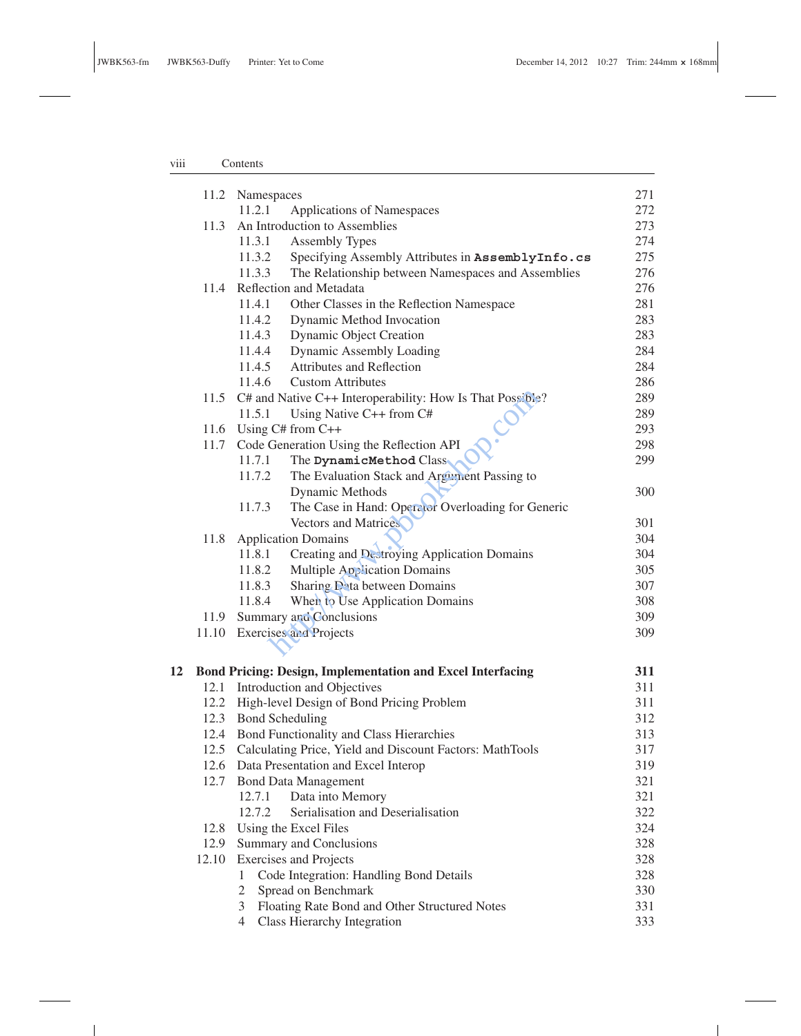| | | |
|---|---|---|
| 11.2 | Namespaces | 271 |
| | 11.2.1 Applications of Namespaces | 272 |
| 11.3 | An Introduction to Assemblies | 273 |
| | 11.3.1 Assembly Types | 274 |
| | 11.3.2 Specifying Assembly Attributes in **`AssemblyInfo.cs`** | 275 |
| | 11.3.3 The Relationship between Namespaces and Assemblies | 276 |
| 11.4 | Reflection and Metadata | 276 |
| | 11.4.1 Other Classes in the Reflection Namespace | 281 |
| | 11.4.2 Dynamic Method Invocation | 283 |
| | 11.4.3 Dynamic Object Creation | 283 |
| | 11.4.4 Dynamic Assembly Loading | 284 |
| | 11.4.5 Attributes and Reflection | 284 |
| | 11.4.6 Custom Attributes | 286 |
| 11.5 | C# and Native C++ Interoperability: How Is That Possible? | 289 |
| | 11.5.1 Using Native C++ from C# | 289 |
| 11.6 | Using C# from C++ | 293 |
| 11.7 | Code Generation Using the Reflection API | 298 |
| | 11.7.1 The **`DynamicMethod`** Class | 299 |
| | 11.7.2 The Evaluation Stack and Argument Passing to Dynamic Methods | 300 |
| | 11.7.3 The Case in Hand: Operator Overloading for Generic Vectors and Matrices | 301 |
| 11.8 | Application Domains | 304 |
| | 11.8.1 Creating and Destroying Application Domains | 304 |
| | 11.8.2 Multiple Application Domains | 305 |
| | 11.8.3 Sharing Data between Domains | 307 |
| | 11.8.4 When to Use Application Domains | 308 |
| 11.9 | Summary and Conclusions | 309 |
| 11.10 | Exercises and Projects | 309 |

| | | |
|---|---|---|
| **12** | **Bond Pricing: Design, Implementation and Excel Interfacing** | **311** |
| 12.1 | Introduction and Objectives | 311 |
| 12.2 | High-level Design of Bond Pricing Problem | 311 |
| 12.3 | Bond Scheduling | 312 |
| 12.4 | Bond Functionality and Class Hierarchies | 313 |
| 12.5 | Calculating Price, Yield and Discount Factors: MathTools | 317 |
| 12.6 | Data Presentation and Excel Interop | 319 |
| 12.7 | Bond Data Management | 321 |
| | 12.7.1 Data into Memory | 321 |
| | 12.7.2 Serialisation and Deserialisation | 322 |
| 12.8 | Using the Excel Files | 324 |
| 12.9 | Summary and Conclusions | 328 |
| 12.10 | Exercises and Projects | 328 |
| | 1 Code Integration: Handling Bond Details | 328 |
| | 2 Spread on Benchmark | 330 |
| | 3 Floating Rate Bond and Other Structured Notes | 331 |
| | 4 Class Hierarchy Integration | 333 |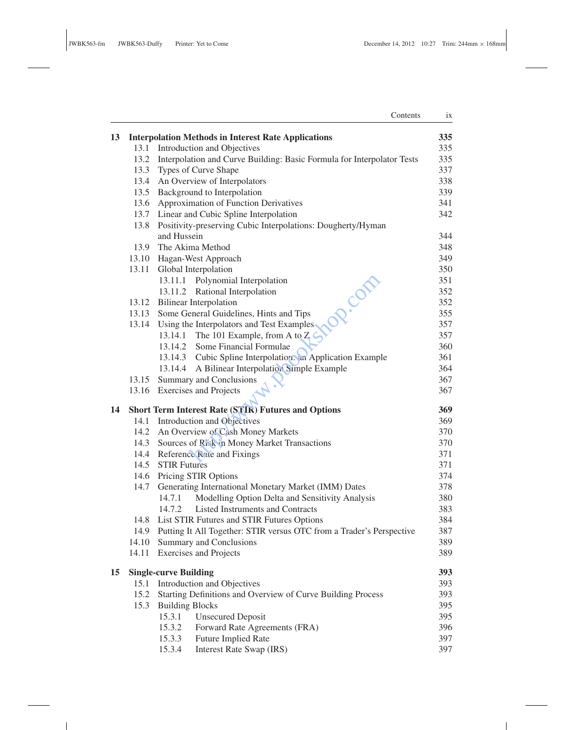| | | |
|---|---|---|
| **13** | **Interpolation Methods in Interest Rate Applications** | **335** |
| 13.1 | Introduction and Objectives | 335 |
| 13.2 | Interpolation and Curve Building: Basic Formula for Interpolator Tests | 335 |
| 13.3 | Types of Curve Shape | 337 |
| 13.4 | An Overview of Interpolators | 338 |
| 13.5 | Background to Interpolation | 339 |
| 13.6 | Approximation of Function Derivatives | 341 |
| 13.7 | Linear and Cubic Spline Interpolation | 342 |
| 13.8 | Positivity-preserving Cubic Interpolations: Dougherty/Hyman and Hussein | 344 |
| 13.9 | The Akima Method | 348 |
| 13.10 | Hagan-West Approach | 349 |
| 13.11 | Global Interpolation | 350 |
| 13.11.1 | Polynomial Interpolation | 351 |
| 13.11.2 | Rational Interpolation | 352 |
| 13.12 | Bilinear Interpolation | 352 |
| 13.13 | Some General Guidelines, Hints and Tips | 355 |
| 13.14 | Using the Interpolators and Test Examples | 357 |
| 13.14.1 | The 101 Example, from A to Z | 357 |
| 13.14.2 | Some Financial Formulae | 360 |
| 13.14.3 | Cubic Spline Interpolation: an Application Example | 361 |
| 13.14.4 | A Bilinear Interpolation Simple Example | 364 |
| 13.15 | Summary and Conclusions | 367 |
| 13.16 | Exercises and Projects | 367 |
| **14** | **Short Term Interest Rate (STIR) Futures and Options** | **369** |
| 14.1 | Introduction and Objectives | 369 |
| 14.2 | An Overview of Cash Money Markets | 370 |
| 14.3 | Sources of Risk in Money Market Transactions | 370 |
| 14.4 | Reference Rate and Fixings | 371 |
| 14.5 | STIR Futures | 371 |
| 14.6 | Pricing STIR Options | 374 |
| 14.7 | Generating International Monetary Market (IMM) Dates | 378 |
| 14.7.1 | Modelling Option Delta and Sensitivity Analysis | 380 |
| 14.7.2 | Listed Instruments and Contracts | 383 |
| 14.8 | List STIR Futures and STIR Futures Options | 384 |
| 14.9 | Putting It All Together: STIR versus OTC from a Trader's Perspective | 387 |
| 14.10 | Summary and Conclusions | 389 |
| 14.11 | Exercises and Projects | 389 |
| **15** | **Single-curve Building** | **393** |
| 15.1 | Introduction and Objectives | 393 |
| 15.2 | Starting Definitions and Overview of Curve Building Process | 393 |
| 15.3 | Building Blocks | 395 |
| 15.3.1 | Unsecured Deposit | 395 |
| 15.3.2 | Forward Rate Agreements (FRA) | 396 |
| 15.3.3 | Future Implied Rate | 397 |
| 15.3.4 | Interest Rate Swap (IRS) | 397 |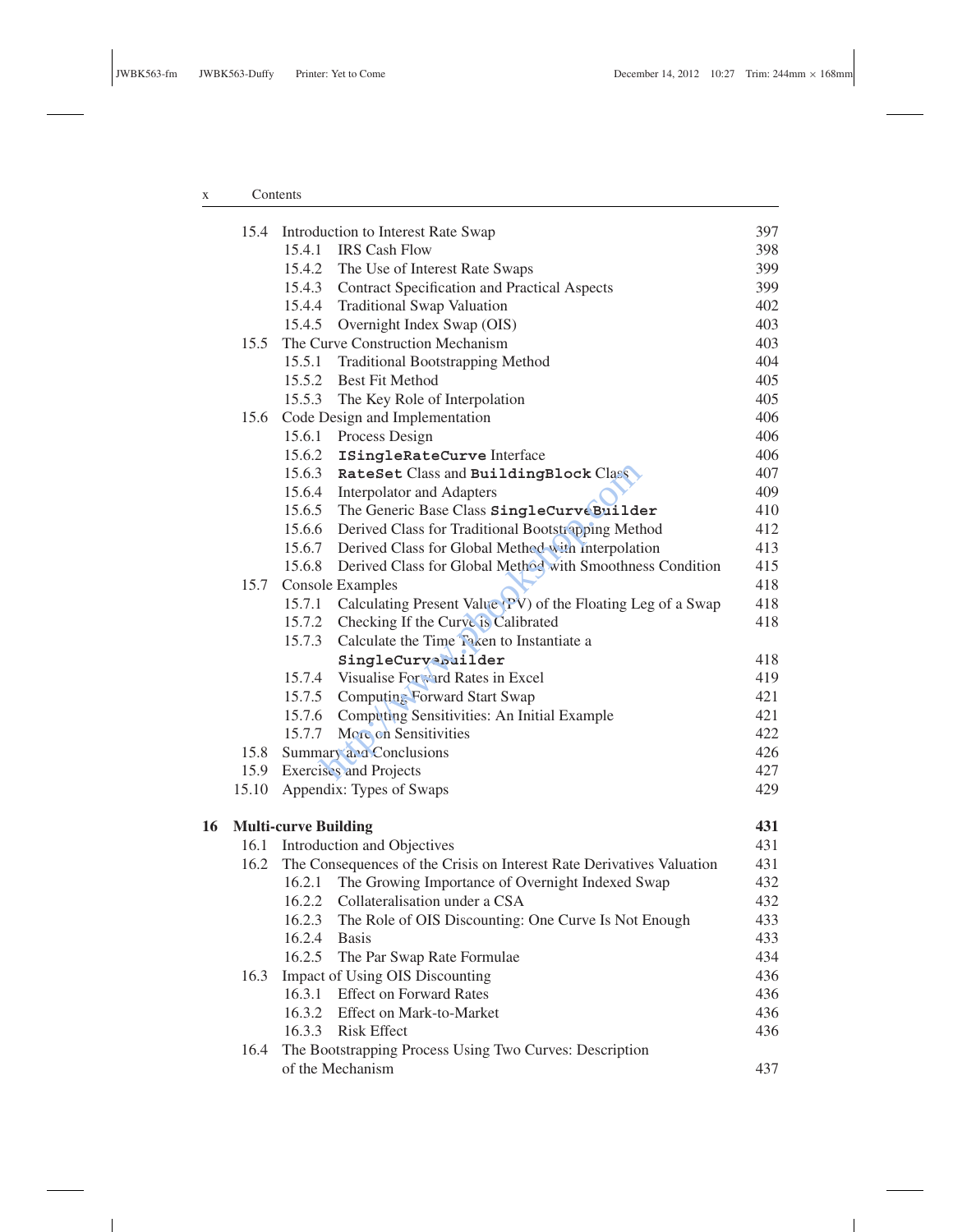| | | |
|---|---|---|
| 15.4 | Introduction to Interest Rate Swap | 397 |
| | 15.4.1 IRS Cash Flow | 398 |
| | 15.4.2 The Use of Interest Rate Swaps | 399 |
| | 15.4.3 Contract Specification and Practical Aspects | 399 |
| | 15.4.4 Traditional Swap Valuation | 402 |
| | 15.4.5 Overnight Index Swap (OIS) | 403 |
| 15.5 | The Curve Construction Mechanism | 403 |
| | 15.5.1 Traditional Bootstrapping Method | 404 |
| | 15.5.2 Best Fit Method | 405 |
| | 15.5.3 The Key Role of Interpolation | 405 |
| 15.6 | Code Design and Implementation | 406 |
| | 15.6.1 Process Design | 406 |
| | 15.6.2 **`ISingleRateCurve`** Interface | 406 |
| | 15.6.3 **`RateSet`** Class and **`BuildingBlock`** Class | 407 |
| | 15.6.4 Interpolator and Adapters | 409 |
| | 15.6.5 The Generic Base Class **`SingleCurveBuilder`** | 410 |
| | 15.6.6 Derived Class for Traditional Bootstrapping Method | 412 |
| | 15.6.7 Derived Class for Global Method with Interpolation | 413 |
| | 15.6.8 Derived Class for Global Method with Smoothness Condition | 415 |
| 15.7 | Console Examples | 418 |
| | 15.7.1 Calculating Present Value (PV) of the Floating Leg of a Swap | 418 |
| | 15.7.2 Checking If the Curve is Calibrated | 418 |
| | 15.7.3 Calculate the Time Taken to Instantiate a **`SingleCurveBuilder`** | 418 |
| | 15.7.4 Visualise Forward Rates in Excel | 419 |
| | 15.7.5 Computing Forward Start Swap | 421 |
| | 15.7.6 Computing Sensitivities: An Initial Example | 421 |
| | 15.7.7 More on Sensitivities | 422 |
| 15.8 | Summary and Conclusions | 426 |
| 15.9 | Exercises and Projects | 427 |
| 15.10 | Appendix: Types of Swaps | 429 |
| **16** | **Multi-curve Building** | **431** |
| 16.1 | Introduction and Objectives | 431 |
| 16.2 | The Consequences of the Crisis on Interest Rate Derivatives Valuation | 431 |
| | 16.2.1 The Growing Importance of Overnight Indexed Swap | 432 |
| | 16.2.2 Collateralisation under a CSA | 432 |
| | 16.2.3 The Role of OIS Discounting: One Curve Is Not Enough | 433 |
| | 16.2.4 Basis | 433 |
| | 16.2.5 The Par Swap Rate Formulae | 434 |
| 16.3 | Impact of Using OIS Discounting | 436 |
| | 16.3.1 Effect on Forward Rates | 436 |
| | 16.3.2 Effect on Mark-to-Market | 436 |
| | 16.3.3 Risk Effect | 436 |
| 16.4 | The Bootstrapping Process Using Two Curves: Description of the Mechanism | 437 |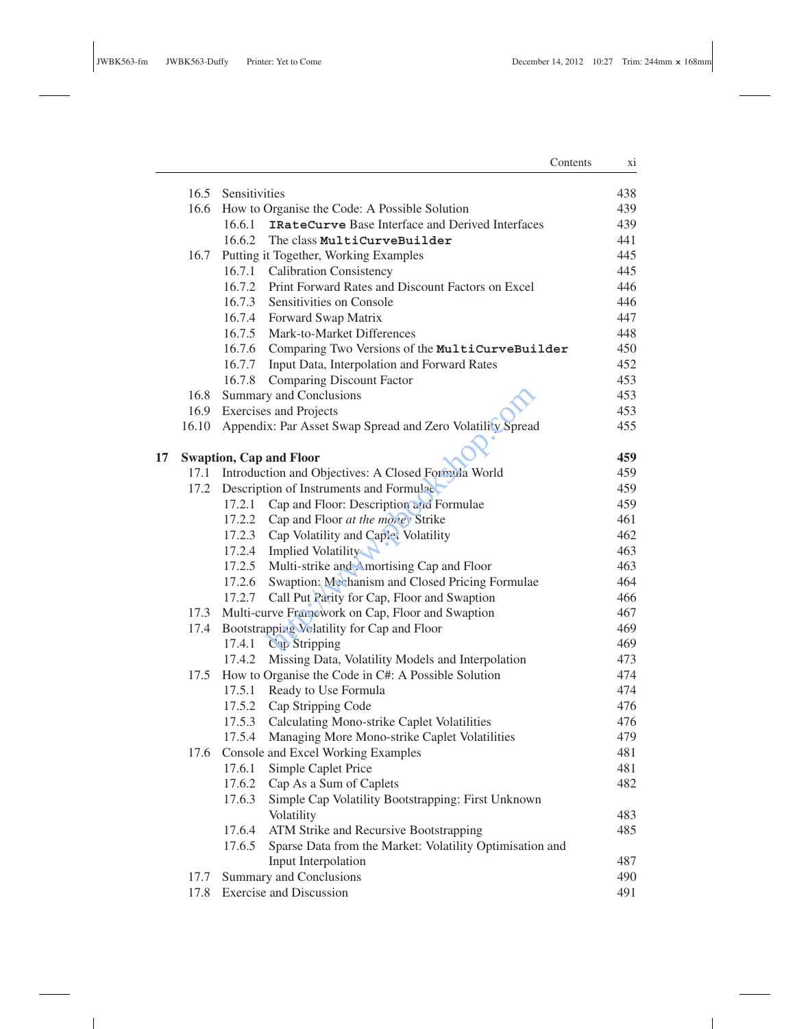| | | |
|---|---|---|
| 16.5 | Sensitivities | 438 |
| 16.6 | How to Organise the Code: A Possible Solution | 439 |
| | 16.6.1 **`IRateCurve`** Base Interface and Derived Interfaces | 439 |
| | 16.6.2 The class **`MultiCurveBuilder`** | 441 |
| 16.7 | Putting it Together, Working Examples | 445 |
| | 16.7.1 Calibration Consistency | 445 |
| | 16.7.2 Print Forward Rates and Discount Factors on Excel | 446 |
| | 16.7.3 Sensitivities on Console | 446 |
| | 16.7.4 Forward Swap Matrix | 447 |
| | 16.7.5 Mark-to-Market Differences | 448 |
| | 16.7.6 Comparing Two Versions of the **`MultiCurveBuilder`** | 450 |
| | 16.7.7 Input Data, Interpolation and Forward Rates | 452 |
| | 16.7.8 Comparing Discount Factor | 453 |
| 16.8 | Summary and Conclusions | 453 |
| 16.9 | Exercises and Projects | 453 |
| 16.10 | Appendix: Par Asset Swap Spread and Zero Volatility Spread | 455 |

| | | |
|---|---|---|
| **17** | **Swaption, Cap and Floor** | **459** |
| 17.1 | Introduction and Objectives: A Closed Formula World | 459 |
| 17.2 | Description of Instruments and Formulae | 459 |
| | 17.2.1 Cap and Floor: Description and Formulae | 459 |
| | 17.2.2 Cap and Floor *at the money* Strike | 461 |
| | 17.2.3 Cap Volatility and Caplet Volatility | 462 |
| | 17.2.4 Implied Volatility | 463 |
| | 17.2.5 Multi-strike and Amortising Cap and Floor | 463 |
| | 17.2.6 Swaption: Mechanism and Closed Pricing Formulae | 464 |
| | 17.2.7 Call Put Parity for Cap, Floor and Swaption | 466 |
| 17.3 | Multi-curve Framework on Cap, Floor and Swaption | 467 |
| 17.4 | Bootstrapping Volatility for Cap and Floor | 469 |
| | 17.4.1 Cap Stripping | 469 |
| | 17.4.2 Missing Data, Volatility Models and Interpolation | 473 |
| 17.5 | How to Organise the Code in C#: A Possible Solution | 474 |
| | 17.5.1 Ready to Use Formula | 474 |
| | 17.5.2 Cap Stripping Code | 476 |
| | 17.5.3 Calculating Mono-strike Caplet Volatilities | 476 |
| | 17.5.4 Managing More Mono-strike Caplet Volatilities | 479 |
| 17.6 | Console and Excel Working Examples | 481 |
| | 17.6.1 Simple Caplet Price | 481 |
| | 17.6.2 Cap As a Sum of Caplets | 482 |
| | 17.6.3 Simple Cap Volatility Bootstrapping: First Unknown Volatility | 483 |
| | 17.6.4 ATM Strike and Recursive Bootstrapping | 485 |
| | 17.6.5 Sparse Data from the Market: Volatility Optimisation and Input Interpolation | 487 |
| 17.7 | Summary and Conclusions | 490 |
| 17.8 | Exercise and Discussion | 491 |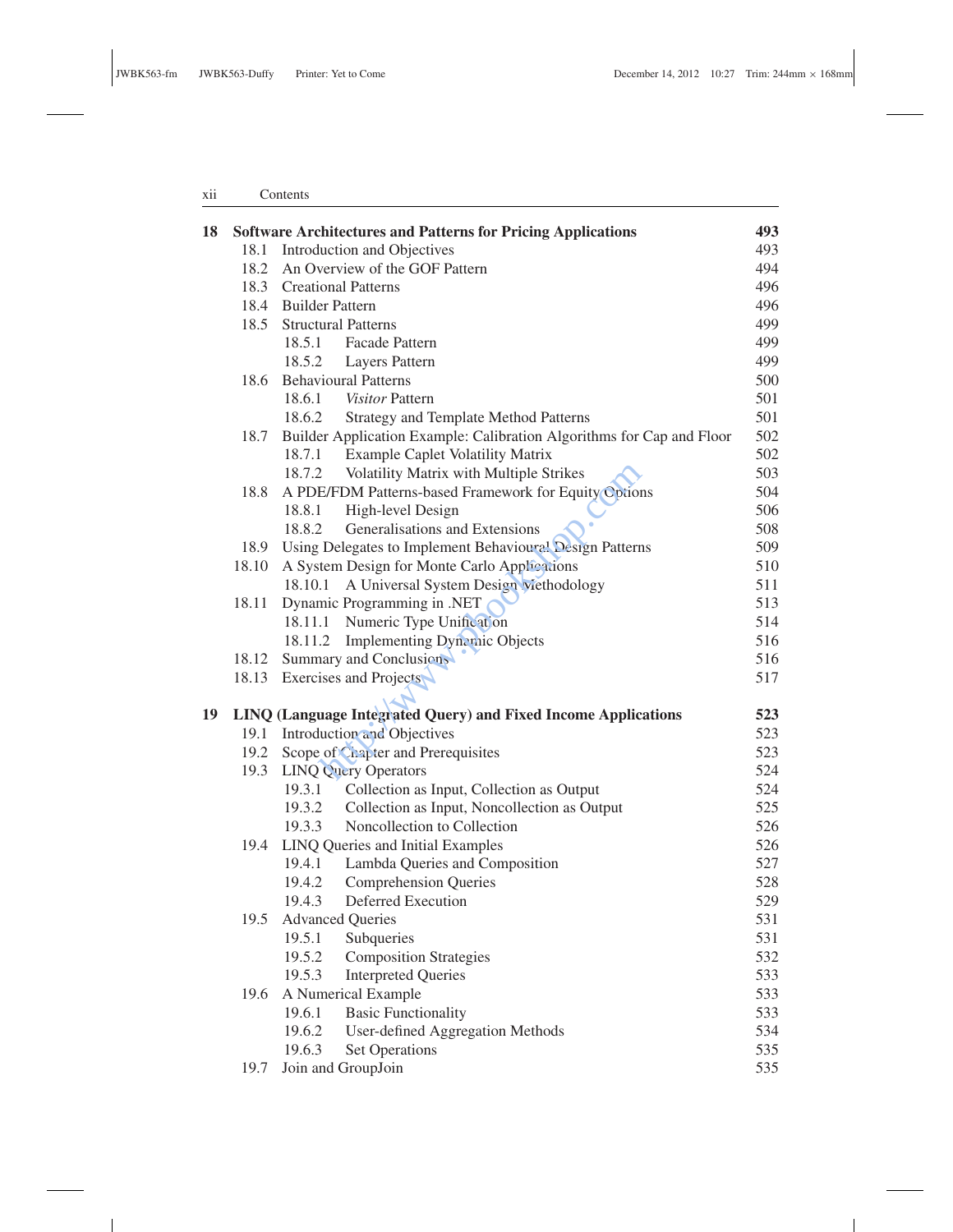| | | |
|---|---|---|
| **18** | **Software Architectures and Patterns for Pricing Applications** | **493** |
| 18.1 | Introduction and Objectives | 493 |
| 18.2 | An Overview of the GOF Pattern | 494 |
| 18.3 | Creational Patterns | 496 |
| 18.4 | Builder Pattern | 496 |
| 18.5 | Structural Patterns | 499 |
| 18.5.1 | Facade Pattern | 499 |
| 18.5.2 | Layers Pattern | 499 |
| 18.6 | Behavioural Patterns | 500 |
| 18.6.1 | *Visitor* Pattern | 501 |
| 18.6.2 | Strategy and Template Method Patterns | 501 |
| 18.7 | Builder Application Example: Calibration Algorithms for Cap and Floor | 502 |
| 18.7.1 | Example Caplet Volatility Matrix | 502 |
| 18.7.2 | Volatility Matrix with Multiple Strikes | 503 |
| 18.8 | A PDE/FDM Patterns-based Framework for Equity Options | 504 |
| 18.8.1 | High-level Design | 506 |
| 18.8.2 | Generalisations and Extensions | 508 |
| 18.9 | Using Delegates to Implement Behavioural Design Patterns | 509 |
| 18.10 | A System Design for Monte Carlo Applications | 510 |
| 18.10.1 | A Universal System Design Methodology | 511 |
| 18.11 | Dynamic Programming in .NET | 513 |
| 18.11.1 | Numeric Type Unification | 514 |
| 18.11.2 | Implementing Dynamic Objects | 516 |
| 18.12 | Summary and Conclusions | 516 |
| 18.13 | Exercises and Projects | 517 |
| **19** | **LINQ (Language Integrated Query) and Fixed Income Applications** | **523** |
| 19.1 | Introduction and Objectives | 523 |
| 19.2 | Scope of Chapter and Prerequisites | 523 |
| 19.3 | LINQ Query Operators | 524 |
| 19.3.1 | Collection as Input, Collection as Output | 524 |
| 19.3.2 | Collection as Input, Noncollection as Output | 525 |
| 19.3.3 | Noncollection to Collection | 526 |
| 19.4 | LINQ Queries and Initial Examples | 526 |
| 19.4.1 | Lambda Queries and Composition | 527 |
| 19.4.2 | Comprehension Queries | 528 |
| 19.4.3 | Deferred Execution | 529 |
| 19.5 | Advanced Queries | 531 |
| 19.5.1 | Subqueries | 531 |
| 19.5.2 | Composition Strategies | 532 |
| 19.5.3 | Interpreted Queries | 533 |
| 19.6 | A Numerical Example | 533 |
| 19.6.1 | Basic Functionality | 533 |
| 19.6.2 | User-defined Aggregation Methods | 534 |
| 19.6.3 | Set Operations | 535 |
| 19.7 | Join and GroupJoin | 535 |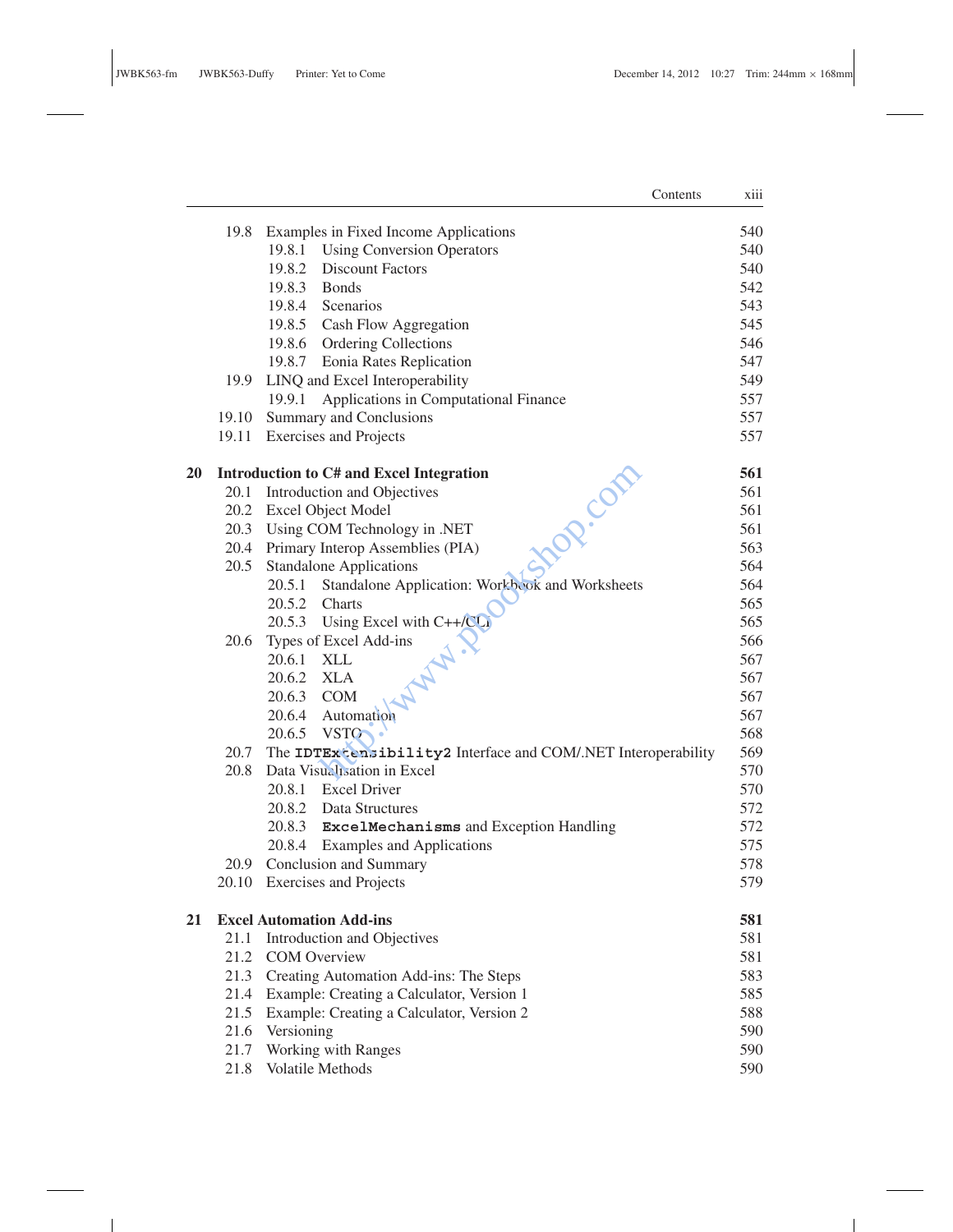| | | |
|---|---|---|
| 19.8 | Examples in Fixed Income Applications | 540 |
| | 19.8.1 Using Conversion Operators | 540 |
| | 19.8.2 Discount Factors | 540 |
| | 19.8.3 Bonds | 542 |
| | 19.8.4 Scenarios | 543 |
| | 19.8.5 Cash Flow Aggregation | 545 |
| | 19.8.6 Ordering Collections | 546 |
| | 19.8.7 Eonia Rates Replication | 547 |
| 19.9 | LINQ and Excel Interoperability | 549 |
| | 19.9.1 Applications in Computational Finance | 557 |
| 19.10 | Summary and Conclusions | 557 |
| 19.11 | Exercises and Projects | 557 |

| | | |
|---|---|---|
| **20** | **Introduction to C# and Excel Integration** | **561** |
| 20.1 | Introduction and Objectives | 561 |
| 20.2 | Excel Object Model | 561 |
| 20.3 | Using COM Technology in .NET | 561 |
| 20.4 | Primary Interop Assemblies (PIA) | 563 |
| 20.5 | Standalone Applications | 564 |
| | 20.5.1 Standalone Application: Workbook and Worksheets | 564 |
| | 20.5.2 Charts | 565 |
| | 20.5.3 Using Excel with C++/CLI | 565 |
| 20.6 | Types of Excel Add-ins | 566 |
| | 20.6.1 XLL | 567 |
| | 20.6.2 XLA | 567 |
| | 20.6.3 COM | 567 |
| | 20.6.4 Automation | 567 |
| | 20.6.5 VSTO | 568 |
| 20.7 | The `IDTExtensibility2` Interface and COM/.NET Interoperability | 569 |
| 20.8 | Data Visualisation in Excel | 570 |
| | 20.8.1 Excel Driver | 570 |
| | 20.8.2 Data Structures | 572 |
| | 20.8.3 `ExcelMechanisms` and Exception Handling | 572 |
| | 20.8.4 Examples and Applications | 575 |
| 20.9 | Conclusion and Summary | 578 |
| 20.10 | Exercises and Projects | 579 |

| | | |
|---|---|---|
| **21** | **Excel Automation Add-ins** | **581** |
| 21.1 | Introduction and Objectives | 581 |
| 21.2 | COM Overview | 581 |
| 21.3 | Creating Automation Add-ins: The Steps | 583 |
| 21.4 | Example: Creating a Calculator, Version 1 | 585 |
| 21.5 | Example: Creating a Calculator, Version 2 | 588 |
| 21.6 | Versioning | 590 |
| 21.7 | Working with Ranges | 590 |
| 21.8 | Volatile Methods | 590 |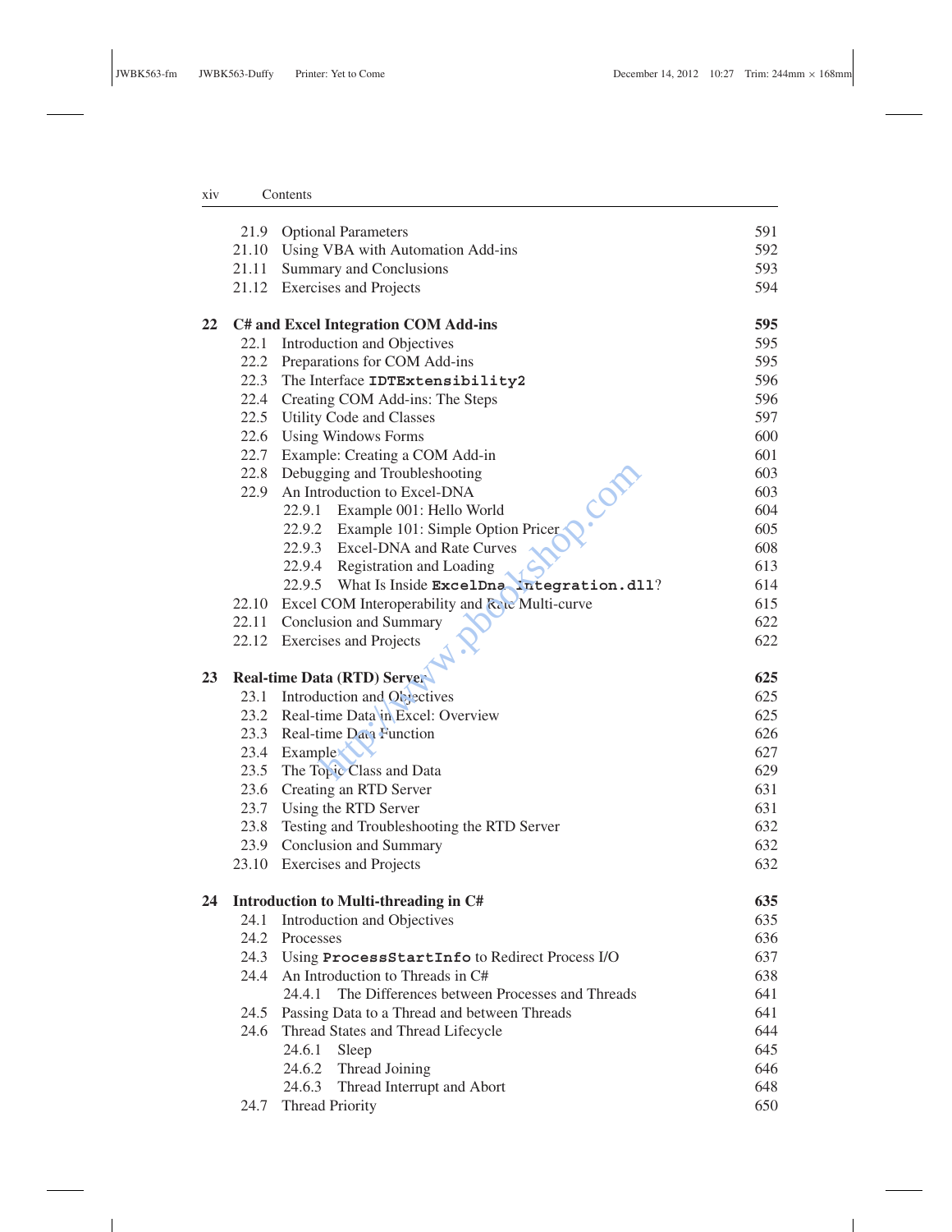| | | |
|---|---|---|
| 21.9 | Optional Parameters | 591 |
| 21.10 | Using VBA with Automation Add-ins | 592 |
| 21.11 | Summary and Conclusions | 593 |
| 21.12 | Exercises and Projects | 594 |

**22 C# and Excel Integration COM Add-ins** **595**

| | | |
|---|---|---|
| 22.1 | Introduction and Objectives | 595 |
| 22.2 | Preparations for COM Add-ins | 595 |
| 22.3 | The Interface `IDTExtensibility2` | 596 |
| 22.4 | Creating COM Add-ins: The Steps | 596 |
| 22.5 | Utility Code and Classes | 597 |
| 22.6 | Using Windows Forms | 600 |
| 22.7 | Example: Creating a COM Add-in | 601 |
| 22.8 | Debugging and Troubleshooting | 603 |
| 22.9 | An Introduction to Excel-DNA | 603 |
| 22.9.1 | Example 001: Hello World | 604 |
| 22.9.2 | Example 101: Simple Option Pricer | 605 |
| 22.9.3 | Excel-DNA and Rate Curves | 608 |
| 22.9.4 | Registration and Loading | 613 |
| 22.9.5 | What Is Inside `ExcelDna.Integration.dll`? | 614 |
| 22.10 | Excel COM Interoperability and Rate Multi-curve | 615 |
| 22.11 | Conclusion and Summary | 622 |
| 22.12 | Exercises and Projects | 622 |

**23 Real-time Data (RTD) Server** **625**

| | | |
|---|---|---|
| 23.1 | Introduction and Objectives | 625 |
| 23.2 | Real-time Data in Excel: Overview | 625 |
| 23.3 | Real-time Data Function | 626 |
| 23.4 | Example | 627 |
| 23.5 | The Topic Class and Data | 629 |
| 23.6 | Creating an RTD Server | 631 |
| 23.7 | Using the RTD Server | 631 |
| 23.8 | Testing and Troubleshooting the RTD Server | 632 |
| 23.9 | Conclusion and Summary | 632 |
| 23.10 | Exercises and Projects | 632 |

**24 Introduction to Multi-threading in C#** **635**

| | | |
|---|---|---|
| 24.1 | Introduction and Objectives | 635 |
| 24.2 | Processes | 636 |
| 24.3 | Using `ProcessStartInfo` to Redirect Process I/O | 637 |
| 24.4 | An Introduction to Threads in C# | 638 |
| 24.4.1 | The Differences between Processes and Threads | 641 |
| 24.5 | Passing Data to a Thread and between Threads | 641 |
| 24.6 | Thread States and Thread Lifecycle | 644 |
| 24.6.1 | Sleep | 645 |
| 24.6.2 | Thread Joining | 646 |
| 24.6.3 | Thread Interrupt and Abort | 648 |
| 24.7 | Thread Priority | 650 |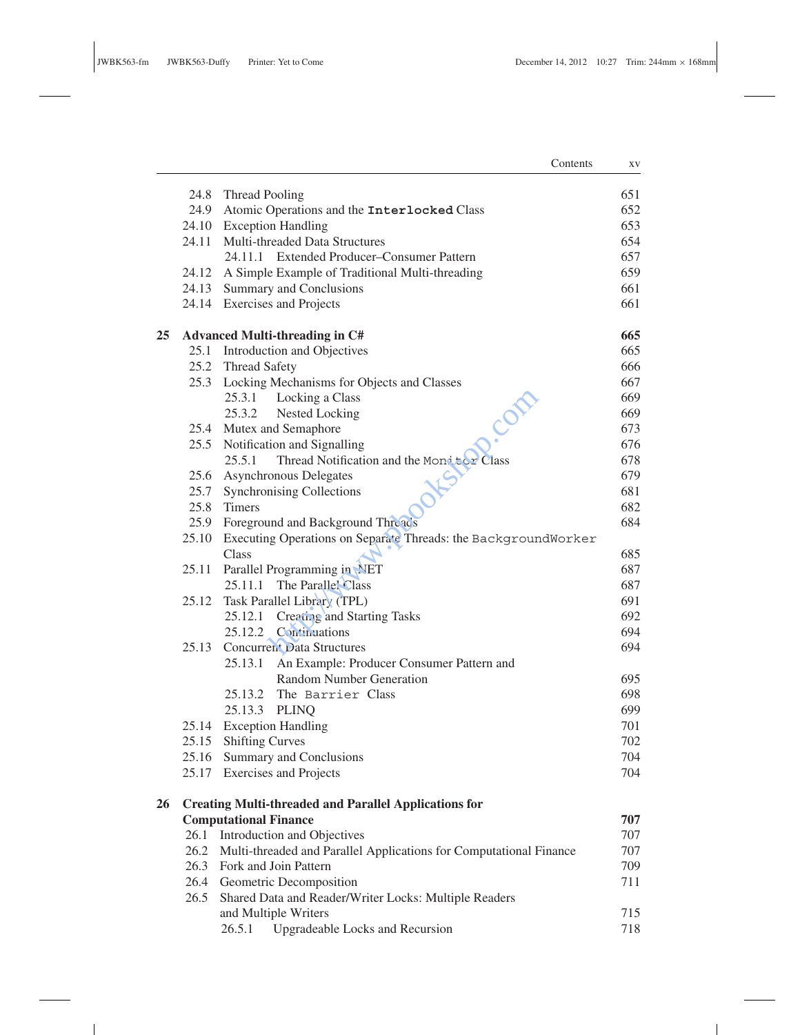| | | |
|---|---|---|
| 24.8 | Thread Pooling | 651 |
| 24.9 | Atomic Operations and the `Interlocked` Class | 652 |
| 24.10 | Exception Handling | 653 |
| 24.11 | Multi-threaded Data Structures | 654 |
| | 24.11.1 Extended Producer–Consumer Pattern | 657 |
| 24.12 | A Simple Example of Traditional Multi-threading | 659 |
| 24.13 | Summary and Conclusions | 661 |
| 24.14 | Exercises and Projects | 661 |
| **25** | **Advanced Multi-threading in C#** | **665** |
| 25.1 | Introduction and Objectives | 665 |
| 25.2 | Thread Safety | 666 |
| 25.3 | Locking Mechanisms for Objects and Classes | 667 |
| | 25.3.1 Locking a Class | 669 |
| | 25.3.2 Nested Locking | 669 |
| 25.4 | Mutex and Semaphore | 673 |
| 25.5 | Notification and Signalling | 676 |
| | 25.5.1 Thread Notification and the `Monitor` Class | 678 |
| 25.6 | Asynchronous Delegates | 679 |
| 25.7 | Synchronising Collections | 681 |
| 25.8 | Timers | 682 |
| 25.9 | Foreground and Background Threads | 684 |
| 25.10 | Executing Operations on Separate Threads: the `BackgroundWorker` Class | 685 |
| 25.11 | Parallel Programming in .NET | 687 |
| | 25.11.1 The Parallel Class | 687 |
| 25.12 | Task Parallel Library (TPL) | 691 |
| | 25.12.1 Creating and Starting Tasks | 692 |
| | 25.12.2 Continuations | 694 |
| 25.13 | Concurrent Data Structures | 694 |
| | 25.13.1 An Example: Producer Consumer Pattern and Random Number Generation | 695 |
| | 25.13.2 The `Barrier` Class | 698 |
| | 25.13.3 PLINQ | 699 |
| 25.14 | Exception Handling | 701 |
| 25.15 | Shifting Curves | 702 |
| 25.16 | Summary and Conclusions | 704 |
| 25.17 | Exercises and Projects | 704 |
| **26** | **Creating Multi-threaded and Parallel Applications for Computational Finance** | **707** |
| 26.1 | Introduction and Objectives | 707 |
| 26.2 | Multi-threaded and Parallel Applications for Computational Finance | 707 |
| 26.3 | Fork and Join Pattern | 709 |
| 26.4 | Geometric Decomposition | 711 |
| 26.5 | Shared Data and Reader/Writer Locks: Multiple Readers and Multiple Writers | 715 |
| | 26.5.1 Upgradeable Locks and Recursion | 718 |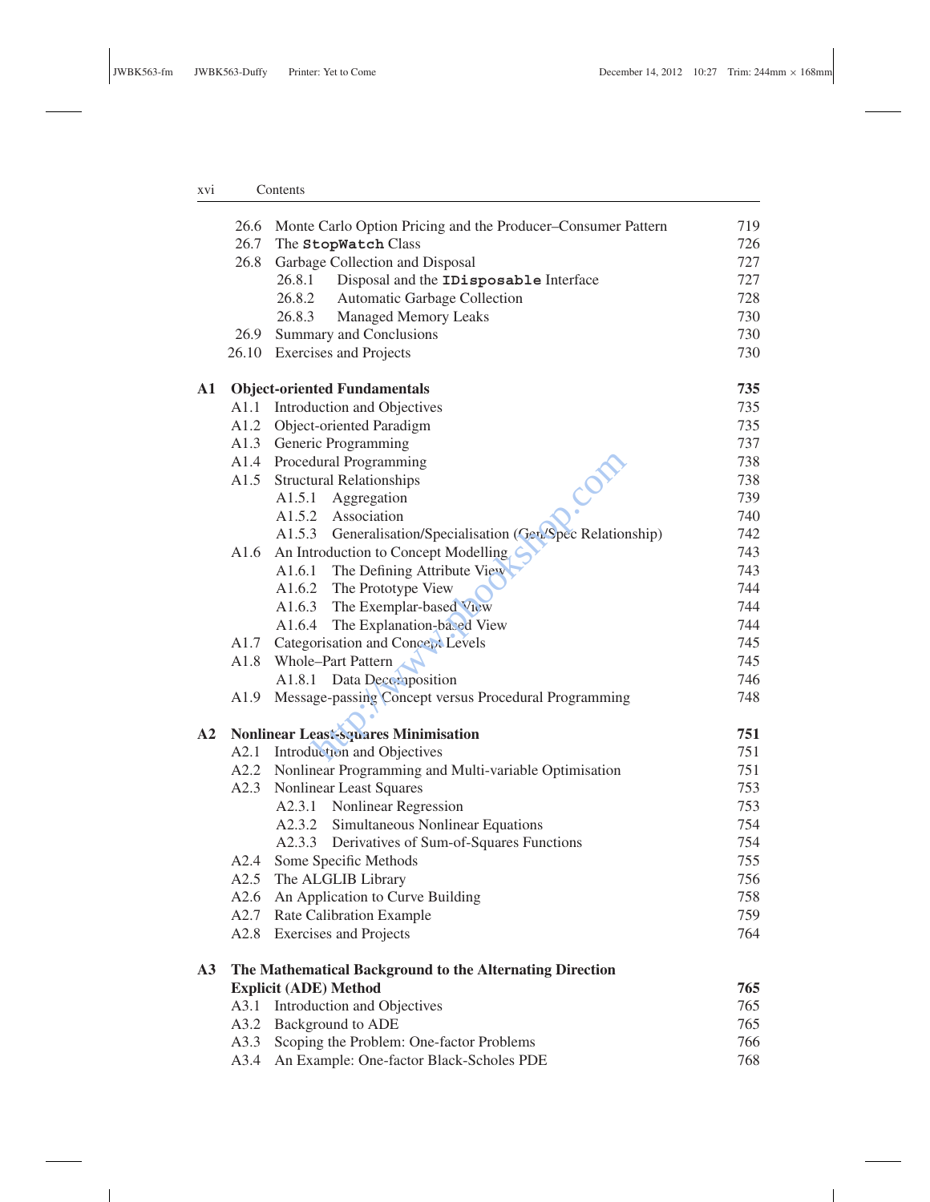| | | |
|---|---|---|
| 26.6 | Monte Carlo Option Pricing and the Producer–Consumer Pattern | 719 |
| 26.7 | The `StopWatch` Class | 726 |
| 26.8 | Garbage Collection and Disposal | 727 |
| | 26.8.1 Disposal and the `IDisposable` Interface | 727 |
| | 26.8.2 Automatic Garbage Collection | 728 |
| | 26.8.3 Managed Memory Leaks | 730 |
| 26.9 | Summary and Conclusions | 730 |
| 26.10 | Exercises and Projects | 730 |

| | | |
|---|---|---|
| **A1** | **Object-oriented Fundamentals** | **735** |
| A1.1 | Introduction and Objectives | 735 |
| A1.2 | Object-oriented Paradigm | 735 |
| A1.3 | Generic Programming | 737 |
| A1.4 | Procedural Programming | 738 |
| A1.5 | Structural Relationships | 738 |
| | A1.5.1 Aggregation | 739 |
| | A1.5.2 Association | 740 |
| | A1.5.3 Generalisation/Specialisation (Gen/Spec Relationship) | 742 |
| A1.6 | An Introduction to Concept Modelling | 743 |
| | A1.6.1 The Defining Attribute View | 743 |
| | A1.6.2 The Prototype View | 744 |
| | A1.6.3 The Exemplar-based View | 744 |
| | A1.6.4 The Explanation-based View | 744 |
| A1.7 | Categorisation and Concept Levels | 745 |
| A1.8 | Whole–Part Pattern | 745 |
| | A1.8.1 Data Decomposition | 746 |
| A1.9 | Message-passing Concept versus Procedural Programming | 748 |

| | | |
|---|---|---|
| **A2** | **Nonlinear Least-squares Minimisation** | **751** |
| A2.1 | Introduction and Objectives | 751 |
| A2.2 | Nonlinear Programming and Multi-variable Optimisation | 751 |
| A2.3 | Nonlinear Least Squares | 753 |
| | A2.3.1 Nonlinear Regression | 753 |
| | A2.3.2 Simultaneous Nonlinear Equations | 754 |
| | A2.3.3 Derivatives of Sum-of-Squares Functions | 754 |
| A2.4 | Some Specific Methods | 755 |
| A2.5 | The ALGLIB Library | 756 |
| A2.6 | An Application to Curve Building | 758 |
| A2.7 | Rate Calibration Example | 759 |
| A2.8 | Exercises and Projects | 764 |

| | | |
|---|---|---|
| **A3** | **The Mathematical Background to the Alternating Direction Explicit (ADE) Method** | **765** |
| A3.1 | Introduction and Objectives | 765 |
| A3.2 | Background to ADE | 765 |
| A3.3 | Scoping the Problem: One-factor Problems | 766 |
| A3.4 | An Example: One-factor Black-Scholes PDE | 768 |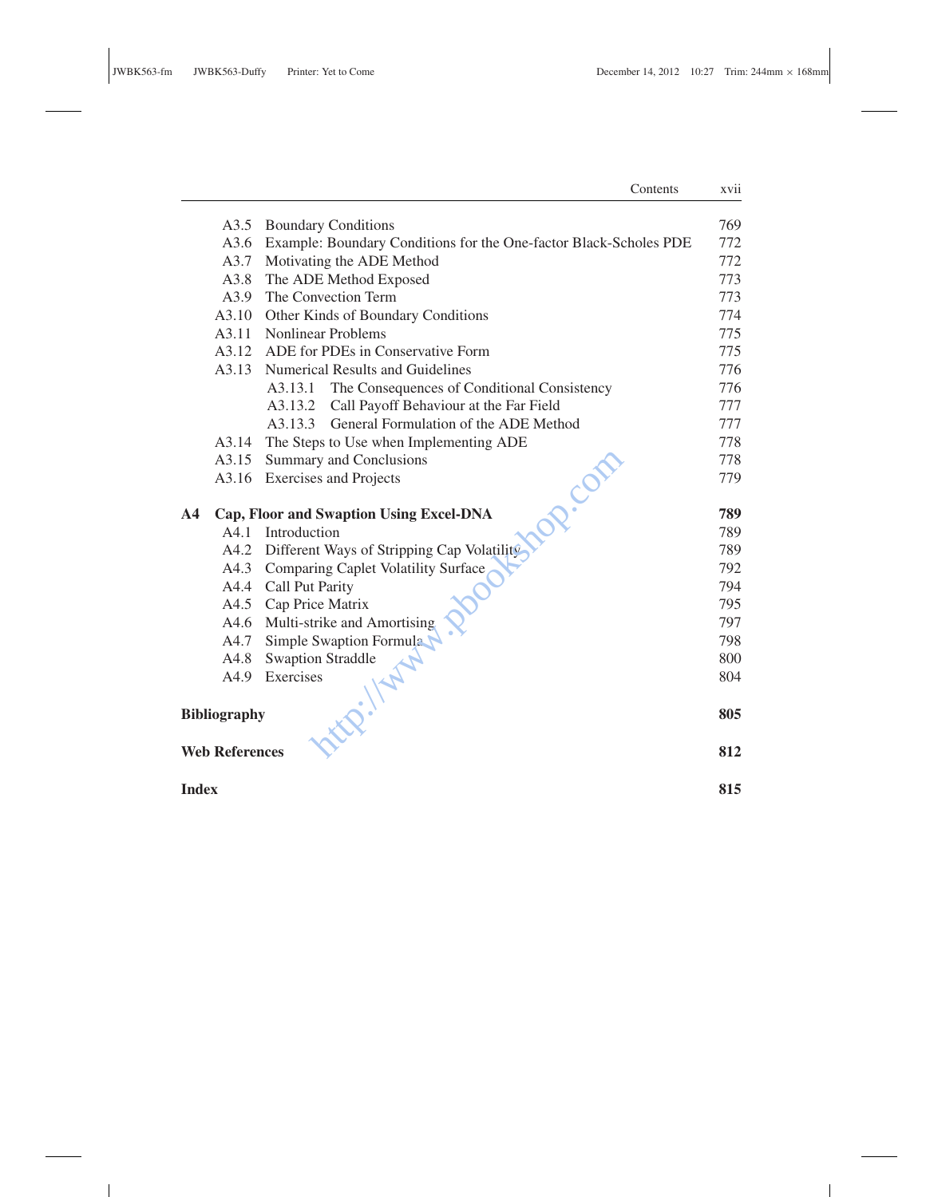| | | |
|---|---|---|
| A3.5 | Boundary Conditions | 769 |
| A3.6 | Example: Boundary Conditions for the One-factor Black-Scholes PDE | 772 |
| A3.7 | Motivating the ADE Method | 772 |
| A3.8 | The ADE Method Exposed | 773 |
| A3.9 | The Convection Term | 773 |
| A3.10 | Other Kinds of Boundary Conditions | 774 |
| A3.11 | Nonlinear Problems | 775 |
| A3.12 | ADE for PDEs in Conservative Form | 775 |
| A3.13 | Numerical Results and Guidelines | 776 |
| | A3.13.1 The Consequences of Conditional Consistency | 776 |
| | A3.13.2 Call Payoff Behaviour at the Far Field | 777 |
| | A3.13.3 General Formulation of the ADE Method | 777 |
| A3.14 | The Steps to Use when Implementing ADE | 778 |
| A3.15 | Summary and Conclusions | 778 |
| A3.16 | Exercises and Projects | 779 |
| **A4** | **Cap, Floor and Swaption Using Excel-DNA** | **789** |
| A4.1 | Introduction | 789 |
| A4.2 | Different Ways of Stripping Cap Volatility | 789 |
| A4.3 | Comparing Caplet Volatility Surface | 792 |
| A4.4 | Call Put Parity | 794 |
| A4.5 | Cap Price Matrix | 795 |
| A4.6 | Multi-strike and Amortising | 797 |
| A4.7 | Simple Swaption Formula | 798 |
| A4.8 | Swaption Straddle | 800 |
| A4.9 | Exercises | 804 |
| **Bibliography** | | **805** |
| **Web References** | | **812** |
| **Index** | | **815** |